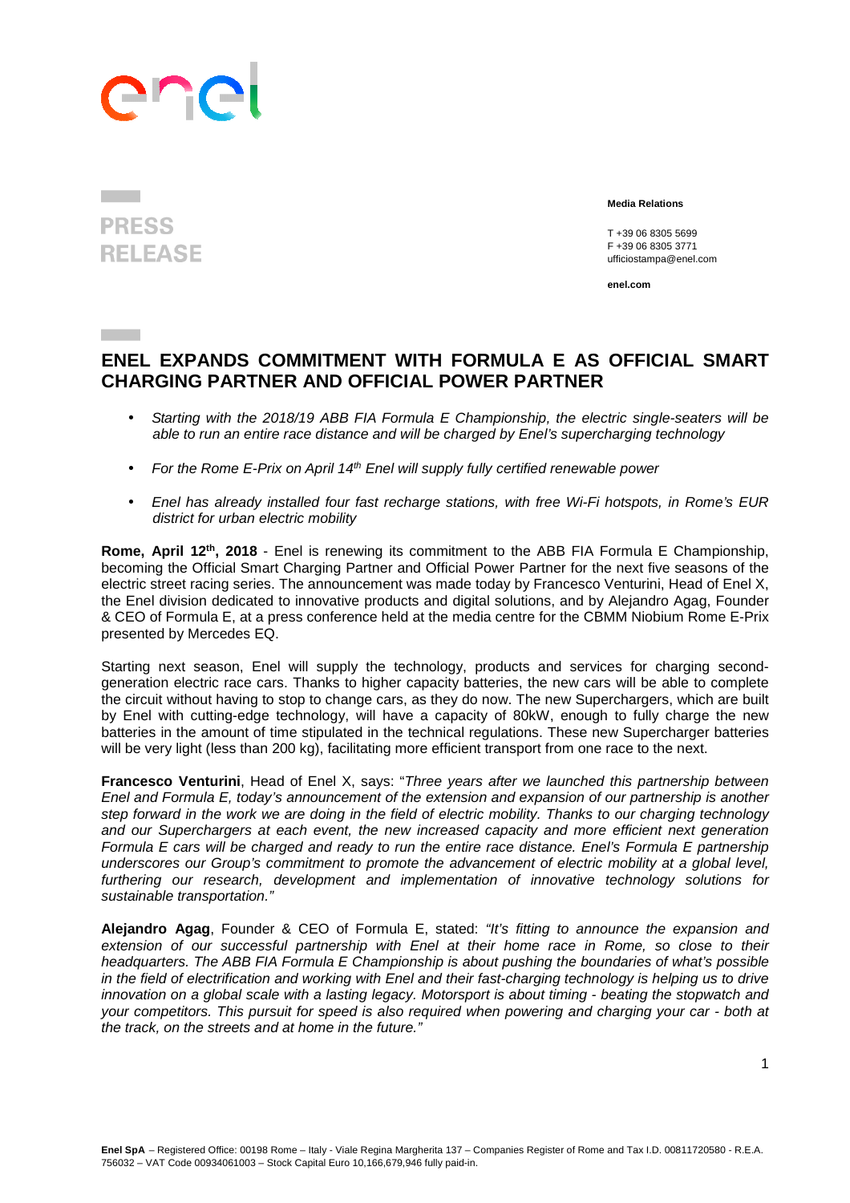**PRESS RELEASE**

**Media Relations**

T +39 06 8305 5699
F +39 06 8305 3771
ufficiostampa@enel.com

**enel.com**

# ENEL EXPANDS COMMITMENT WITH FORMULA E AS OFFICIAL SMART CHARGING PARTNER AND OFFICIAL POWER PARTNER

- *Starting with the 2018/19 ABB FIA Formula E Championship, the electric single-seaters will be able to run an entire race distance and will be charged by Enel's supercharging technology*
- *For the Rome E-Prix on April 14th Enel will supply fully certified renewable power*
- *Enel has already installed four fast recharge stations, with free Wi-Fi hotspots, in Rome's EUR district for urban electric mobility*

**Rome, April 12th, 2018** - Enel is renewing its commitment to the ABB FIA Formula E Championship, becoming the Official Smart Charging Partner and Official Power Partner for the next five seasons of the electric street racing series. The announcement was made today by Francesco Venturini, Head of Enel X, the Enel division dedicated to innovative products and digital solutions, and by Alejandro Agag, Founder & CEO of Formula E, at a press conference held at the media centre for the CBMM Niobium Rome E-Prix presented by Mercedes EQ.

Starting next season, Enel will supply the technology, products and services for charging second-generation electric race cars. Thanks to higher capacity batteries, the new cars will be able to complete the circuit without having to stop to change cars, as they do now. The new Superchargers, which are built by Enel with cutting-edge technology, will have a capacity of 80kW, enough to fully charge the new batteries in the amount of time stipulated in the technical regulations. These new Supercharger batteries will be very light (less than 200 kg), facilitating more efficient transport from one race to the next.

**Francesco Venturini**, Head of Enel X, says: "*Three years after we launched this partnership between Enel and Formula E, today's announcement of the extension and expansion of our partnership is another step forward in the work we are doing in the field of electric mobility. Thanks to our charging technology and our Superchargers at each event, the new increased capacity and more efficient next generation Formula E cars will be charged and ready to run the entire race distance. Enel's Formula E partnership underscores our Group's commitment to promote the advancement of electric mobility at a global level, furthering our research, development and implementation of innovative technology solutions for sustainable transportation.*"

**Alejandro Agag**, Founder & CEO of Formula E, stated: *"It's fitting to announce the expansion and extension of our successful partnership with Enel at their home race in Rome, so close to their headquarters. The ABB FIA Formula E Championship is about pushing the boundaries of what's possible in the field of electrification and working with Enel and their fast-charging technology is helping us to drive innovation on a global scale with a lasting legacy. Motorsport is about timing - beating the stopwatch and your competitors. This pursuit for speed is also required when powering and charging your car - both at the track, on the streets and at home in the future."*

**Enel SpA** – Registered Office: 00198 Rome – Italy - Viale Regina Margherita 137 – Companies Register of Rome and Tax I.D. 00811720580 - R.E.A. 756032 – VAT Code 00934061003 – Stock Capital Euro 10,166,679,946 fully paid-in.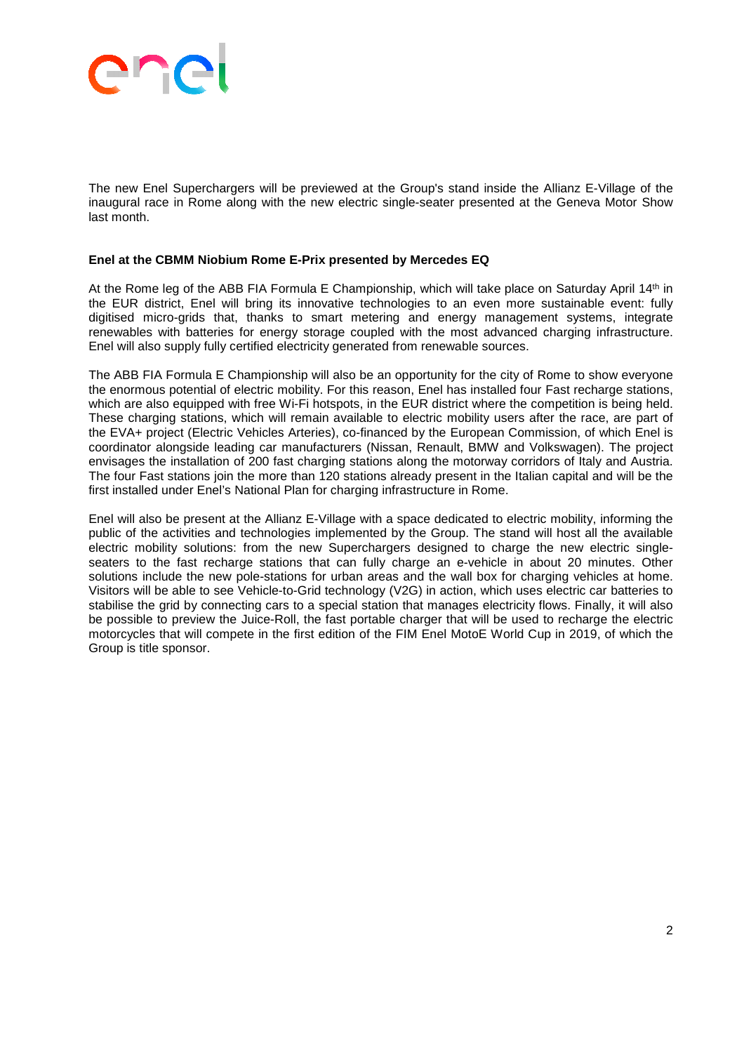The new Enel Superchargers will be previewed at the Group's stand inside the Allianz E-Village of the inaugural race in Rome along with the new electric single-seater presented at the Geneva Motor Show last month.

**Enel at the CBMM Niobium Rome E-Prix presented by Mercedes EQ**

At the Rome leg of the ABB FIA Formula E Championship, which will take place on Saturday April 14th in the EUR district, Enel will bring its innovative technologies to an even more sustainable event: fully digitised micro-grids that, thanks to smart metering and energy management systems, integrate renewables with batteries for energy storage coupled with the most advanced charging infrastructure. Enel will also supply fully certified electricity generated from renewable sources.

The ABB FIA Formula E Championship will also be an opportunity for the city of Rome to show everyone the enormous potential of electric mobility. For this reason, Enel has installed four Fast recharge stations, which are also equipped with free Wi-Fi hotspots, in the EUR district where the competition is being held. These charging stations, which will remain available to electric mobility users after the race, are part of the EVA+ project (Electric Vehicles Arteries), co-financed by the European Commission, of which Enel is coordinator alongside leading car manufacturers (Nissan, Renault, BMW and Volkswagen). The project envisages the installation of 200 fast charging stations along the motorway corridors of Italy and Austria. The four Fast stations join the more than 120 stations already present in the Italian capital and will be the first installed under Enel's National Plan for charging infrastructure in Rome.

Enel will also be present at the Allianz E-Village with a space dedicated to electric mobility, informing the public of the activities and technologies implemented by the Group. The stand will host all the available electric mobility solutions: from the new Superchargers designed to charge the new electric single-seaters to the fast recharge stations that can fully charge an e-vehicle in about 20 minutes. Other solutions include the new pole-stations for urban areas and the wall box for charging vehicles at home. Visitors will be able to see Vehicle-to-Grid technology (V2G) in action, which uses electric car batteries to stabilise the grid by connecting cars to a special station that manages electricity flows. Finally, it will also be possible to preview the Juice-Roll, the fast portable charger that will be used to recharge the electric motorcycles that will compete in the first edition of the FIM Enel MotoE World Cup in 2019, of which the Group is title sponsor.